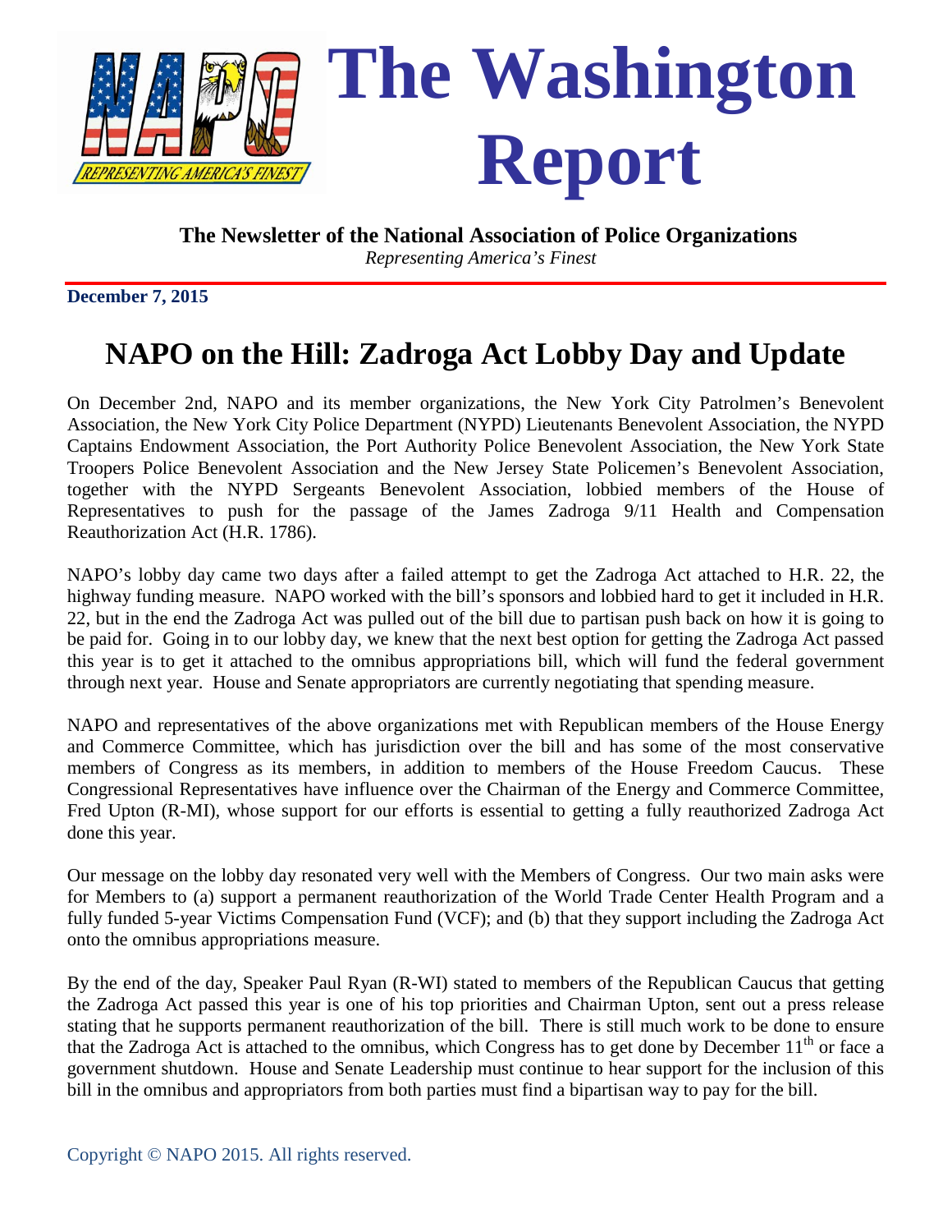# The Washington Report

**The Newsletter of the National Association of Police Organizations**
*Representing America's Finest*

**December 7, 2015**

## NAPO on the Hill: Zadroga Act Lobby Day and Update

On December 2nd, NAPO and its member organizations, the New York City Patrolmen's Benevolent Association, the New York City Police Department (NYPD) Lieutenants Benevolent Association, the NYPD Captains Endowment Association, the Port Authority Police Benevolent Association, the New York State Troopers Police Benevolent Association and the New Jersey State Policemen's Benevolent Association, together with the NYPD Sergeants Benevolent Association, lobbied members of the House of Representatives to push for the passage of the James Zadroga 9/11 Health and Compensation Reauthorization Act (H.R. 1786).

NAPO's lobby day came two days after a failed attempt to get the Zadroga Act attached to H.R. 22, the highway funding measure. NAPO worked with the bill's sponsors and lobbied hard to get it included in H.R. 22, but in the end the Zadroga Act was pulled out of the bill due to partisan push back on how it is going to be paid for. Going in to our lobby day, we knew that the next best option for getting the Zadroga Act passed this year is to get it attached to the omnibus appropriations bill, which will fund the federal government through next year. House and Senate appropriators are currently negotiating that spending measure.

NAPO and representatives of the above organizations met with Republican members of the House Energy and Commerce Committee, which has jurisdiction over the bill and has some of the most conservative members of Congress as its members, in addition to members of the House Freedom Caucus. These Congressional Representatives have influence over the Chairman of the Energy and Commerce Committee, Fred Upton (R-MI), whose support for our efforts is essential to getting a fully reauthorized Zadroga Act done this year.

Our message on the lobby day resonated very well with the Members of Congress. Our two main asks were for Members to (a) support a permanent reauthorization of the World Trade Center Health Program and a fully funded 5-year Victims Compensation Fund (VCF); and (b) that they support including the Zadroga Act onto the omnibus appropriations measure.

By the end of the day, Speaker Paul Ryan (R-WI) stated to members of the Republican Caucus that getting the Zadroga Act passed this year is one of his top priorities and Chairman Upton, sent out a press release stating that he supports permanent reauthorization of the bill. There is still much work to be done to ensure that the Zadroga Act is attached to the omnibus, which Congress has to get done by December 11th or face a government shutdown. House and Senate Leadership must continue to hear support for the inclusion of this bill in the omnibus and appropriators from both parties must find a bipartisan way to pay for the bill.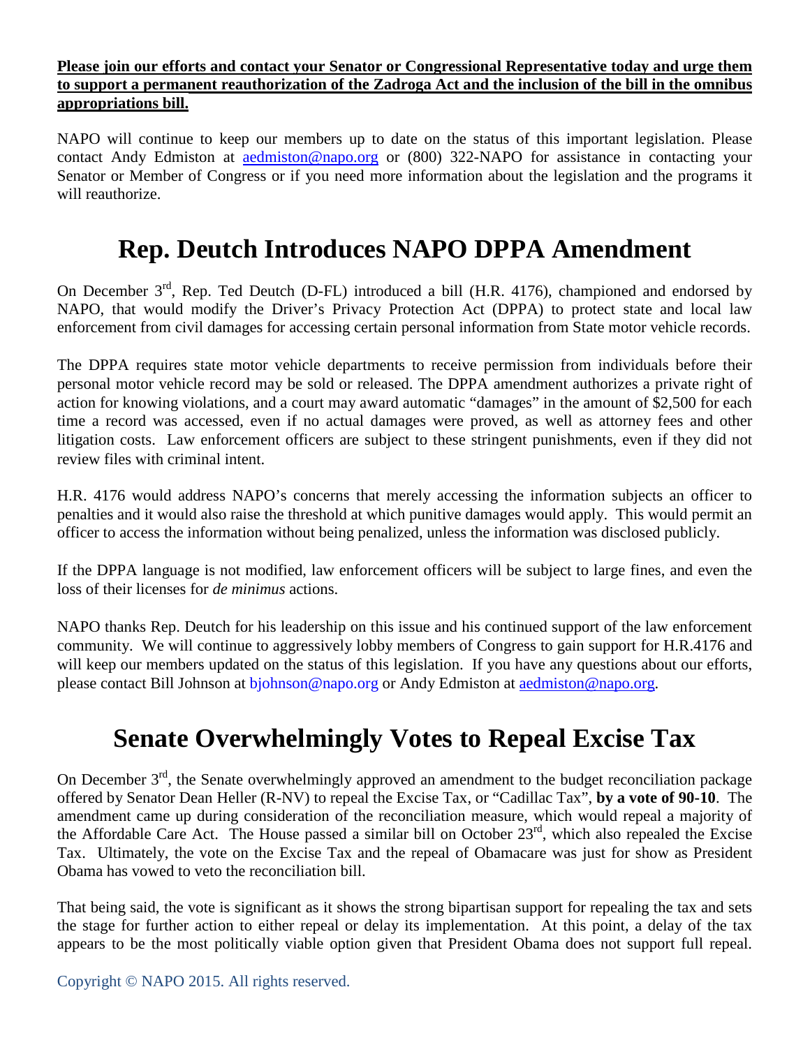**Please join our efforts and contact your Senator or Congressional Representative today and urge them to support a permanent reauthorization of the Zadroga Act and the inclusion of the bill in the omnibus appropriations bill.**

NAPO will continue to keep our members up to date on the status of this important legislation. Please contact Andy Edmiston at aedmiston@napo.org or (800) 322-NAPO for assistance in contacting your Senator or Member of Congress or if you need more information about the legislation and the programs it will reauthorize.

# Rep. Deutch Introduces NAPO DPPA Amendment

On December 3rd, Rep. Ted Deutch (D-FL) introduced a bill (H.R. 4176), championed and endorsed by NAPO, that would modify the Driver's Privacy Protection Act (DPPA) to protect state and local law enforcement from civil damages for accessing certain personal information from State motor vehicle records.

The DPPA requires state motor vehicle departments to receive permission from individuals before their personal motor vehicle record may be sold or released. The DPPA amendment authorizes a private right of action for knowing violations, and a court may award automatic "damages" in the amount of $2,500 for each time a record was accessed, even if no actual damages were proved, as well as attorney fees and other litigation costs. Law enforcement officers are subject to these stringent punishments, even if they did not review files with criminal intent.

H.R. 4176 would address NAPO's concerns that merely accessing the information subjects an officer to penalties and it would also raise the threshold at which punitive damages would apply. This would permit an officer to access the information without being penalized, unless the information was disclosed publicly.

If the DPPA language is not modified, law enforcement officers will be subject to large fines, and even the loss of their licenses for *de minimus* actions.

NAPO thanks Rep. Deutch for his leadership on this issue and his continued support of the law enforcement community. We will continue to aggressively lobby members of Congress to gain support for H.R.4176 and will keep our members updated on the status of this legislation. If you have any questions about our efforts, please contact Bill Johnson at bjohnson@napo.org or Andy Edmiston at aedmiston@napo.org.

# Senate Overwhelmingly Votes to Repeal Excise Tax

On December 3rd, the Senate overwhelmingly approved an amendment to the budget reconciliation package offered by Senator Dean Heller (R-NV) to repeal the Excise Tax, or "Cadillac Tax", **by a vote of 90-10**. The amendment came up during consideration of the reconciliation measure, which would repeal a majority of the Affordable Care Act. The House passed a similar bill on October 23rd, which also repealed the Excise Tax. Ultimately, the vote on the Excise Tax and the repeal of Obamacare was just for show as President Obama has vowed to veto the reconciliation bill.

That being said, the vote is significant as it shows the strong bipartisan support for repealing the tax and sets the stage for further action to either repeal or delay its implementation. At this point, a delay of the tax appears to be the most politically viable option given that President Obama does not support full repeal.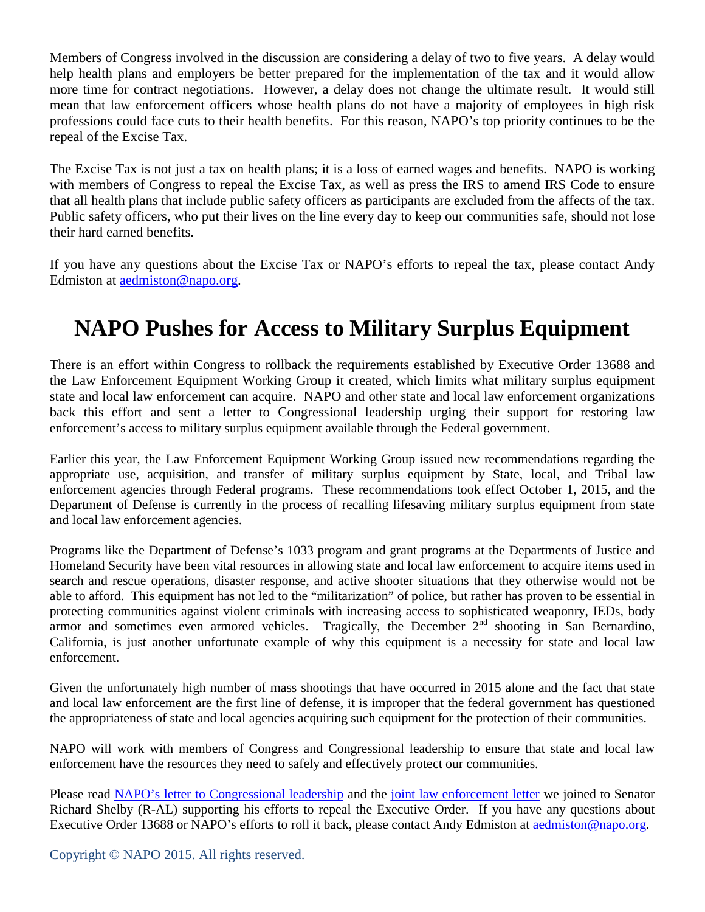Members of Congress involved in the discussion are considering a delay of two to five years. A delay would help health plans and employers be better prepared for the implementation of the tax and it would allow more time for contract negotiations. However, a delay does not change the ultimate result. It would still mean that law enforcement officers whose health plans do not have a majority of employees in high risk professions could face cuts to their health benefits. For this reason, NAPO's top priority continues to be the repeal of the Excise Tax.

The Excise Tax is not just a tax on health plans; it is a loss of earned wages and benefits. NAPO is working with members of Congress to repeal the Excise Tax, as well as press the IRS to amend IRS Code to ensure that all health plans that include public safety officers as participants are excluded from the affects of the tax. Public safety officers, who put their lives on the line every day to keep our communities safe, should not lose their hard earned benefits.

If you have any questions about the Excise Tax or NAPO's efforts to repeal the tax, please contact Andy Edmiston at aedmiston@napo.org.

# NAPO Pushes for Access to Military Surplus Equipment

There is an effort within Congress to rollback the requirements established by Executive Order 13688 and the Law Enforcement Equipment Working Group it created, which limits what military surplus equipment state and local law enforcement can acquire. NAPO and other state and local law enforcement organizations back this effort and sent a letter to Congressional leadership urging their support for restoring law enforcement's access to military surplus equipment available through the Federal government.

Earlier this year, the Law Enforcement Equipment Working Group issued new recommendations regarding the appropriate use, acquisition, and transfer of military surplus equipment by State, local, and Tribal law enforcement agencies through Federal programs. These recommendations took effect October 1, 2015, and the Department of Defense is currently in the process of recalling lifesaving military surplus equipment from state and local law enforcement agencies.

Programs like the Department of Defense's 1033 program and grant programs at the Departments of Justice and Homeland Security have been vital resources in allowing state and local law enforcement to acquire items used in search and rescue operations, disaster response, and active shooter situations that they otherwise would not be able to afford. This equipment has not led to the "militarization" of police, but rather has proven to be essential in protecting communities against violent criminals with increasing access to sophisticated weaponry, IEDs, body armor and sometimes even armored vehicles. Tragically, the December 2nd shooting in San Bernardino, California, is just another unfortunate example of why this equipment is a necessity for state and local law enforcement.

Given the unfortunately high number of mass shootings that have occurred in 2015 alone and the fact that state and local law enforcement are the first line of defense, it is improper that the federal government has questioned the appropriateness of state and local agencies acquiring such equipment for the protection of their communities.

NAPO will work with members of Congress and Congressional leadership to ensure that state and local law enforcement have the resources they need to safely and effectively protect our communities.

Please read NAPO's letter to Congressional leadership and the joint law enforcement letter we joined to Senator Richard Shelby (R-AL) supporting his efforts to repeal the Executive Order. If you have any questions about Executive Order 13688 or NAPO's efforts to roll it back, please contact Andy Edmiston at aedmiston@napo.org.

Copyright © NAPO 2015. All rights reserved.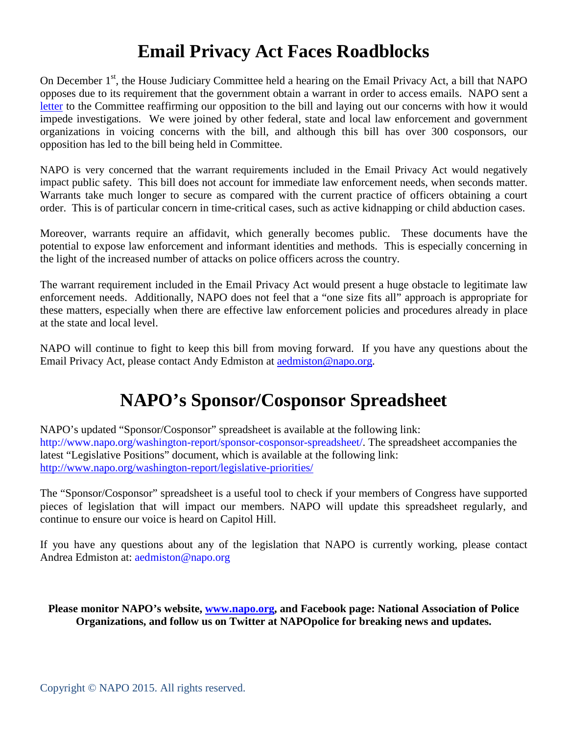# Email Privacy Act Faces Roadblocks

On December 1st, the House Judiciary Committee held a hearing on the Email Privacy Act, a bill that NAPO opposes due to its requirement that the government obtain a warrant in order to access emails. NAPO sent a letter to the Committee reaffirming our opposition to the bill and laying out our concerns with how it would impede investigations. We were joined by other federal, state and local law enforcement and government organizations in voicing concerns with the bill, and although this bill has over 300 cosponsors, our opposition has led to the bill being held in Committee.

NAPO is very concerned that the warrant requirements included in the Email Privacy Act would negatively impact public safety. This bill does not account for immediate law enforcement needs, when seconds matter. Warrants take much longer to secure as compared with the current practice of officers obtaining a court order. This is of particular concern in time-critical cases, such as active kidnapping or child abduction cases.

Moreover, warrants require an affidavit, which generally becomes public. These documents have the potential to expose law enforcement and informant identities and methods. This is especially concerning in the light of the increased number of attacks on police officers across the country.

The warrant requirement included in the Email Privacy Act would present a huge obstacle to legitimate law enforcement needs. Additionally, NAPO does not feel that a "one size fits all" approach is appropriate for these matters, especially when there are effective law enforcement policies and procedures already in place at the state and local level.

NAPO will continue to fight to keep this bill from moving forward. If you have any questions about the Email Privacy Act, please contact Andy Edmiston at aedmiston@napo.org.

# NAPO's Sponsor/Cosponsor Spreadsheet

NAPO's updated "Sponsor/Cosponsor" spreadsheet is available at the following link: http://www.napo.org/washington-report/sponsor-cosponsor-spreadsheet/. The spreadsheet accompanies the latest "Legislative Positions" document, which is available at the following link: http://www.napo.org/washington-report/legislative-priorities/

The "Sponsor/Cosponsor" spreadsheet is a useful tool to check if your members of Congress have supported pieces of legislation that will impact our members. NAPO will update this spreadsheet regularly, and continue to ensure our voice is heard on Capitol Hill.

If you have any questions about any of the legislation that NAPO is currently working, please contact Andrea Edmiston at: aedmiston@napo.org

**Please monitor NAPO's website, www.napo.org, and Facebook page: National Association of Police Organizations, and follow us on Twitter at NAPOpolice for breaking news and updates.**

Copyright © NAPO 2015. All rights reserved.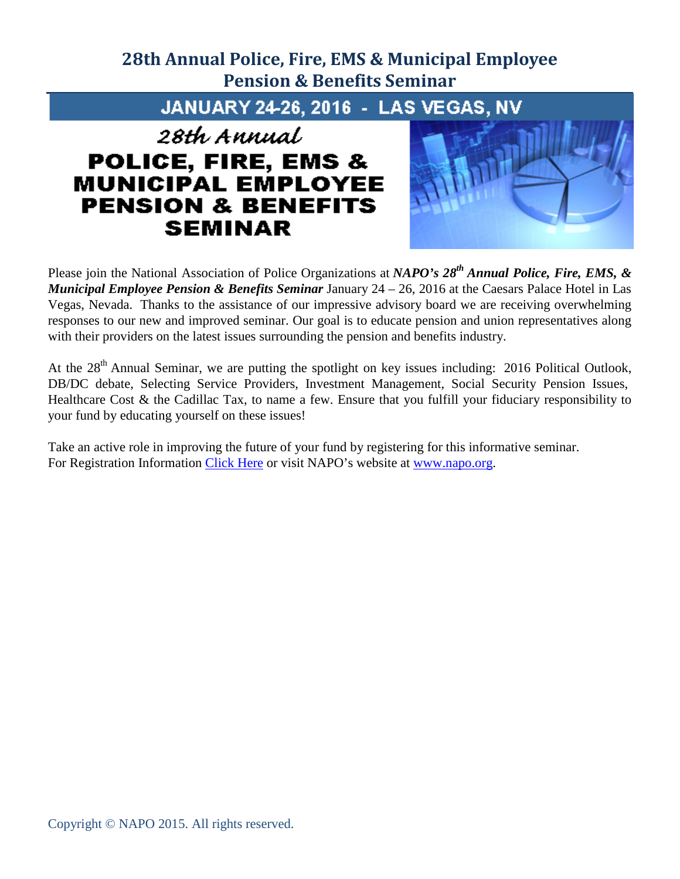# 28th Annual Police, Fire, EMS & Municipal Employee Pension & Benefits Seminar

**JANUARY 24-26, 2016 - LAS VEGAS, NV**

*28th Annual*

**POLICE, FIRE, EMS & MUNICIPAL EMPLOYEE PENSION & BENEFITS SEMINAR**

Please join the National Association of Police Organizations at ***NAPO's 28th Annual Police, Fire, EMS, & Municipal Employee Pension & Benefits Seminar*** January 24 – 26, 2016 at the Caesars Palace Hotel in Las Vegas, Nevada. Thanks to the assistance of our impressive advisory board we are receiving overwhelming responses to our new and improved seminar. Our goal is to educate pension and union representatives along with their providers on the latest issues surrounding the pension and benefits industry.

At the 28th Annual Seminar, we are putting the spotlight on key issues including: 2016 Political Outlook, DB/DC debate, Selecting Service Providers, Investment Management, Social Security Pension Issues, Healthcare Cost & the Cadillac Tax, to name a few. Ensure that you fulfill your fiduciary responsibility to your fund by educating yourself on these issues!

Take an active role in improving the future of your fund by registering for this informative seminar. For Registration Information Click Here or visit NAPO's website at www.napo.org.

Copyright © NAPO 2015. All rights reserved.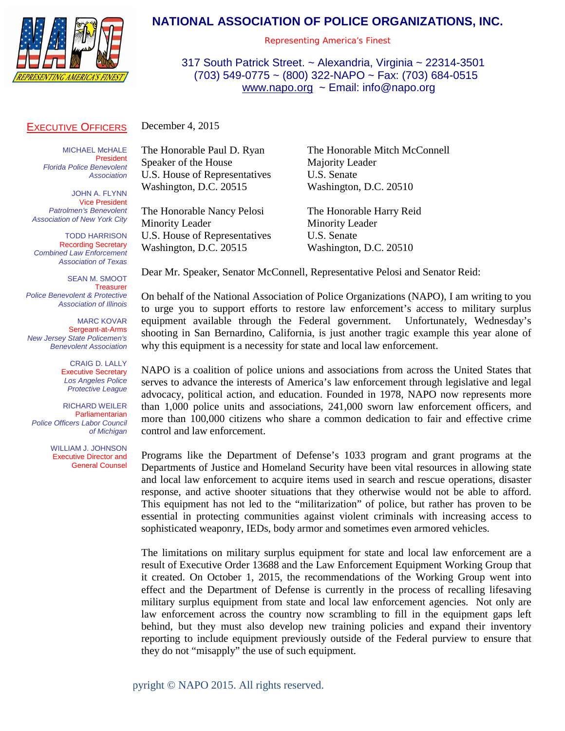# NATIONAL ASSOCIATION OF POLICE ORGANIZATIONS, INC.

Representing America's Finest

317 South Patrick Street. ~ Alexandria, Virginia ~ 22314-3501
(703) 549-0775 ~ (800) 322-NAPO ~ Fax: (703) 684-0515
www.napo.org ~ Email: info@napo.org

## EXECUTIVE OFFICERS

MICHAEL McHALE
President
*Florida Police Benevolent Association*

JOHN A. FLYNN
Vice President
*Patrolmen's Benevolent Association of New York City*

TODD HARRISON
Recording Secretary
*Combined Law Enforcement Association of Texas*

SEAN M. SMOOT
Treasurer
*Police Benevolent & Protective Association of Illinois*

MARC KOVAR
Sergeant-at-Arms
*New Jersey State Policemen's Benevolent Association*

CRAIG D. LALLY
Executive Secretary
*Los Angeles Police Protective League*

RICHARD WEILER
Parliamentarian
*Police Officers Labor Council of Michigan*

WILLIAM J. JOHNSON
Executive Director and General Counsel

December 4, 2015

The Honorable Paul D. Ryan
Speaker of the House
U.S. House of Representatives
Washington, D.C. 20515

The Honorable Mitch McConnell
Majority Leader
U.S. Senate
Washington, D.C. 20510

The Honorable Nancy Pelosi
Minority Leader
U.S. House of Representatives
Washington, D.C. 20515

The Honorable Harry Reid
Minority Leader
U.S. Senate
Washington, D.C. 20510

Dear Mr. Speaker, Senator McConnell, Representative Pelosi and Senator Reid:

On behalf of the National Association of Police Organizations (NAPO), I am writing to you to urge you to support efforts to restore law enforcement's access to military surplus equipment available through the Federal government. Unfortunately, Wednesday's shooting in San Bernardino, California, is just another tragic example this year alone of why this equipment is a necessity for state and local law enforcement.

NAPO is a coalition of police unions and associations from across the United States that serves to advance the interests of America's law enforcement through legislative and legal advocacy, political action, and education. Founded in 1978, NAPO now represents more than 1,000 police units and associations, 241,000 sworn law enforcement officers, and more than 100,000 citizens who share a common dedication to fair and effective crime control and law enforcement.

Programs like the Department of Defense's 1033 program and grant programs at the Departments of Justice and Homeland Security have been vital resources in allowing state and local law enforcement to acquire items used in search and rescue operations, disaster response, and active shooter situations that they otherwise would not be able to afford. This equipment has not led to the "militarization" of police, but rather has proven to be essential in protecting communities against violent criminals with increasing access to sophisticated weaponry, IEDs, body armor and sometimes even armored vehicles.

The limitations on military surplus equipment for state and local law enforcement are a result of Executive Order 13688 and the Law Enforcement Equipment Working Group that it created. On October 1, 2015, the recommendations of the Working Group went into effect and the Department of Defense is currently in the process of recalling lifesaving military surplus equipment from state and local law enforcement agencies. Not only are law enforcement across the country now scrambling to fill in the equipment gaps left behind, but they must also develop new training policies and expand their inventory reporting to include equipment previously outside of the Federal purview to ensure that they do not "misapply" the use of such equipment.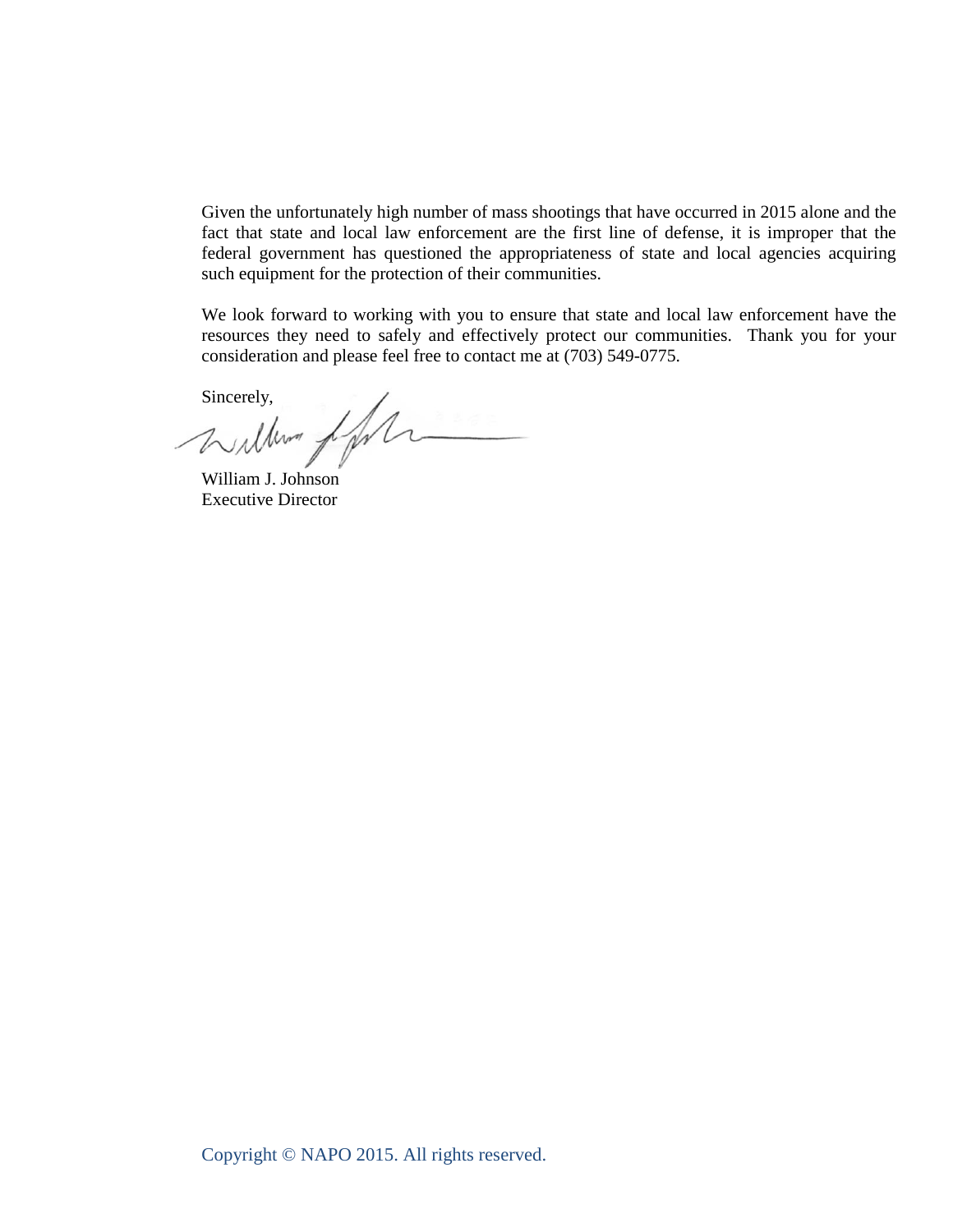Given the unfortunately high number of mass shootings that have occurred in 2015 alone and the fact that state and local law enforcement are the first line of defense, it is improper that the federal government has questioned the appropriateness of state and local agencies acquiring such equipment for the protection of their communities.

We look forward to working with you to ensure that state and local law enforcement have the resources they need to safely and effectively protect our communities. Thank you for your consideration and please feel free to contact me at (703) 549-0775.

Sincerely,

William J. Johnson
Executive Director

Copyright © NAPO 2015. All rights reserved.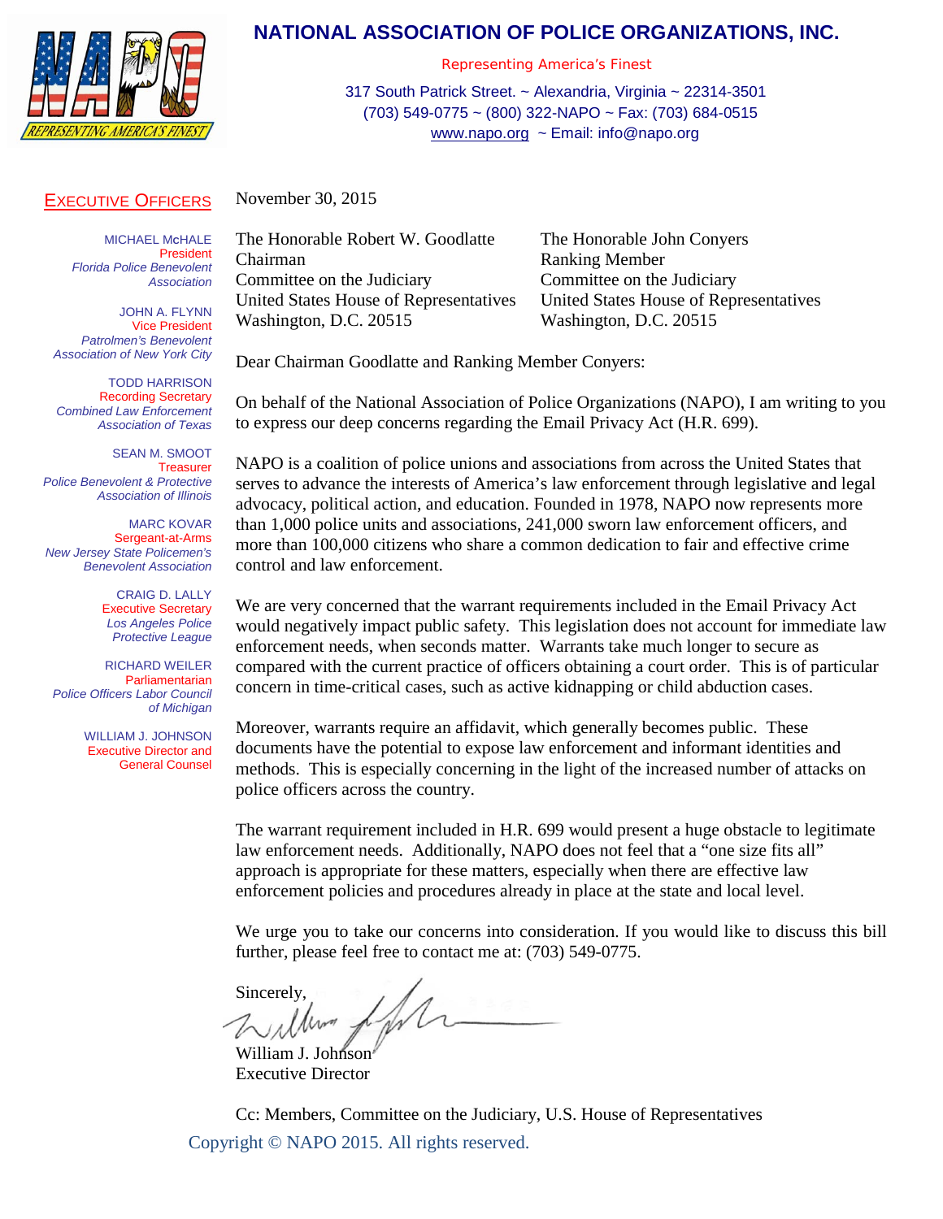# NATIONAL ASSOCIATION OF POLICE ORGANIZATIONS, INC.

Representing America's Finest

317 South Patrick Street. ~ Alexandria, Virginia ~ 22314-3501
(703) 549-0775 ~ (800) 322-NAPO ~ Fax: (703) 684-0515
www.napo.org ~ Email: info@napo.org

## EXECUTIVE OFFICERS

MICHAEL McHALE
President
*Florida Police Benevolent Association*

JOHN A. FLYNN
Vice President
*Patrolmen's Benevolent Association of New York City*

TODD HARRISON
Recording Secretary
*Combined Law Enforcement Association of Texas*

SEAN M. SMOOT
Treasurer
*Police Benevolent & Protective Association of Illinois*

MARC KOVAR
Sergeant-at-Arms
*New Jersey State Policemen's Benevolent Association*

CRAIG D. LALLY
Executive Secretary
*Los Angeles Police Protective League*

RICHARD WEILER
Parliamentarian
*Police Officers Labor Council of Michigan*

WILLIAM J. JOHNSON
Executive Director and General Counsel

November 30, 2015

The Honorable Robert W. Goodlatte
Chairman
Committee on the Judiciary
United States House of Representatives
Washington, D.C. 20515

The Honorable John Conyers
Ranking Member
Committee on the Judiciary
United States House of Representatives
Washington, D.C. 20515

Dear Chairman Goodlatte and Ranking Member Conyers:

On behalf of the National Association of Police Organizations (NAPO), I am writing to you to express our deep concerns regarding the Email Privacy Act (H.R. 699).

NAPO is a coalition of police unions and associations from across the United States that serves to advance the interests of America's law enforcement through legislative and legal advocacy, political action, and education. Founded in 1978, NAPO now represents more than 1,000 police units and associations, 241,000 sworn law enforcement officers, and more than 100,000 citizens who share a common dedication to fair and effective crime control and law enforcement.

We are very concerned that the warrant requirements included in the Email Privacy Act would negatively impact public safety. This legislation does not account for immediate law enforcement needs, when seconds matter. Warrants take much longer to secure as compared with the current practice of officers obtaining a court order. This is of particular concern in time-critical cases, such as active kidnapping or child abduction cases.

Moreover, warrants require an affidavit, which generally becomes public. These documents have the potential to expose law enforcement and informant identities and methods. This is especially concerning in the light of the increased number of attacks on police officers across the country.

The warrant requirement included in H.R. 699 would present a huge obstacle to legitimate law enforcement needs. Additionally, NAPO does not feel that a "one size fits all" approach is appropriate for these matters, especially when there are effective law enforcement policies and procedures already in place at the state and local level.

We urge you to take our concerns into consideration. If you would like to discuss this bill further, please feel free to contact me at: (703) 549-0775.

Sincerely,

William J. Johnson
Executive Director

Cc: Members, Committee on the Judiciary, U.S. House of Representatives

Copyright © NAPO 2015. All rights reserved.